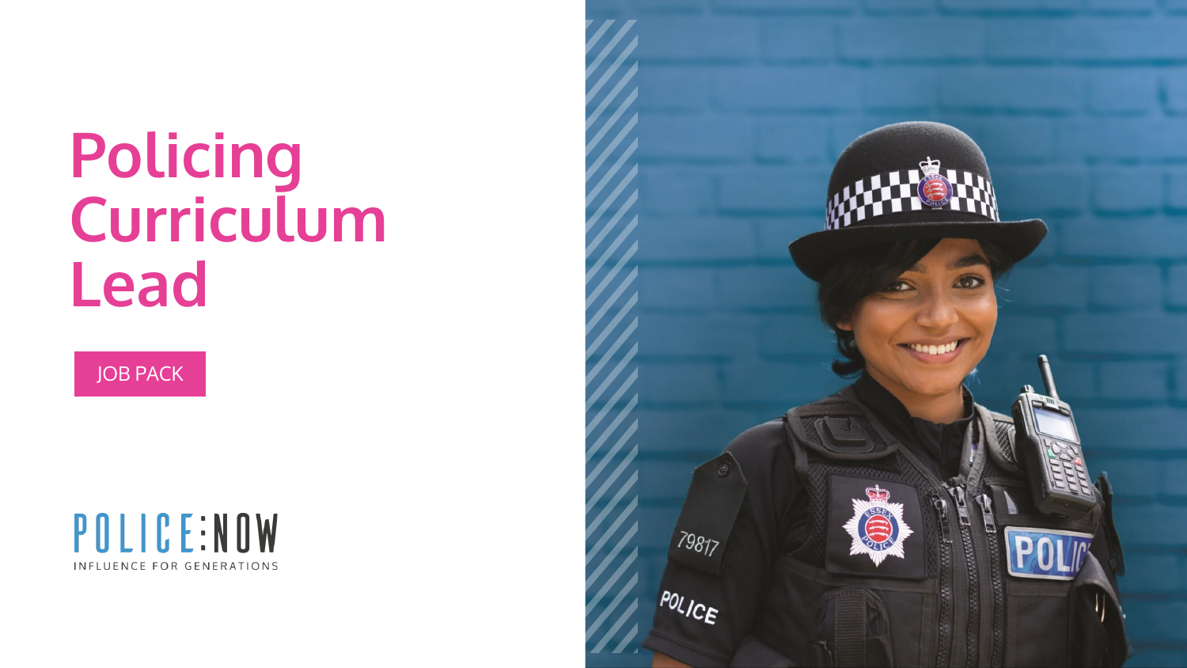# Policing Curriculum Lead

JOB PACK

POLICE:NOW

INFLUENCE FOR GENERATIONS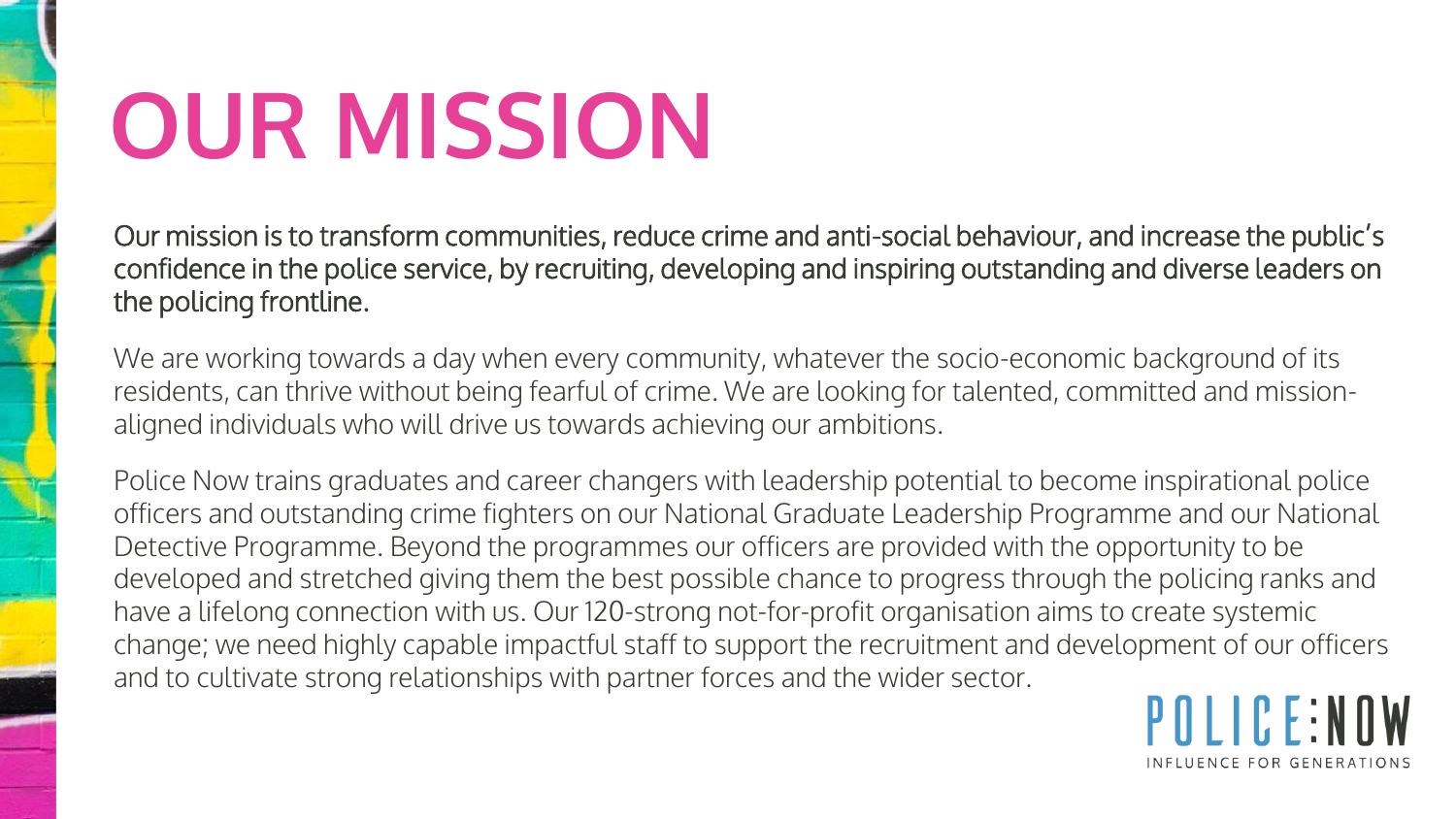# OUR MISSION

Our mission is to transform communities, reduce crime and anti-social behaviour, and increase the public's confidence in the police service, by recruiting, developing and inspiring outstanding and diverse leaders on the policing frontline.

We are working towards a day when every community, whatever the socio-economic background of its residents, can thrive without being fearful of crime. We are looking for talented, committed and mission-aligned individuals who will drive us towards achieving our ambitions.

Police Now trains graduates and career changers with leadership potential to become inspirational police officers and outstanding crime fighters on our National Graduate Leadership Programme and our National Detective Programme. Beyond the programmes our officers are provided with the opportunity to be developed and stretched giving them the best possible chance to progress through the policing ranks and have a lifelong connection with us. Our 120-strong not-for-profit organisation aims to create systemic change; we need highly capable impactful staff to support the recruitment and development of our officers and to cultivate strong relationships with partner forces and the wider sector.

POLICE:NOW

INFLUENCE FOR GENERATIONS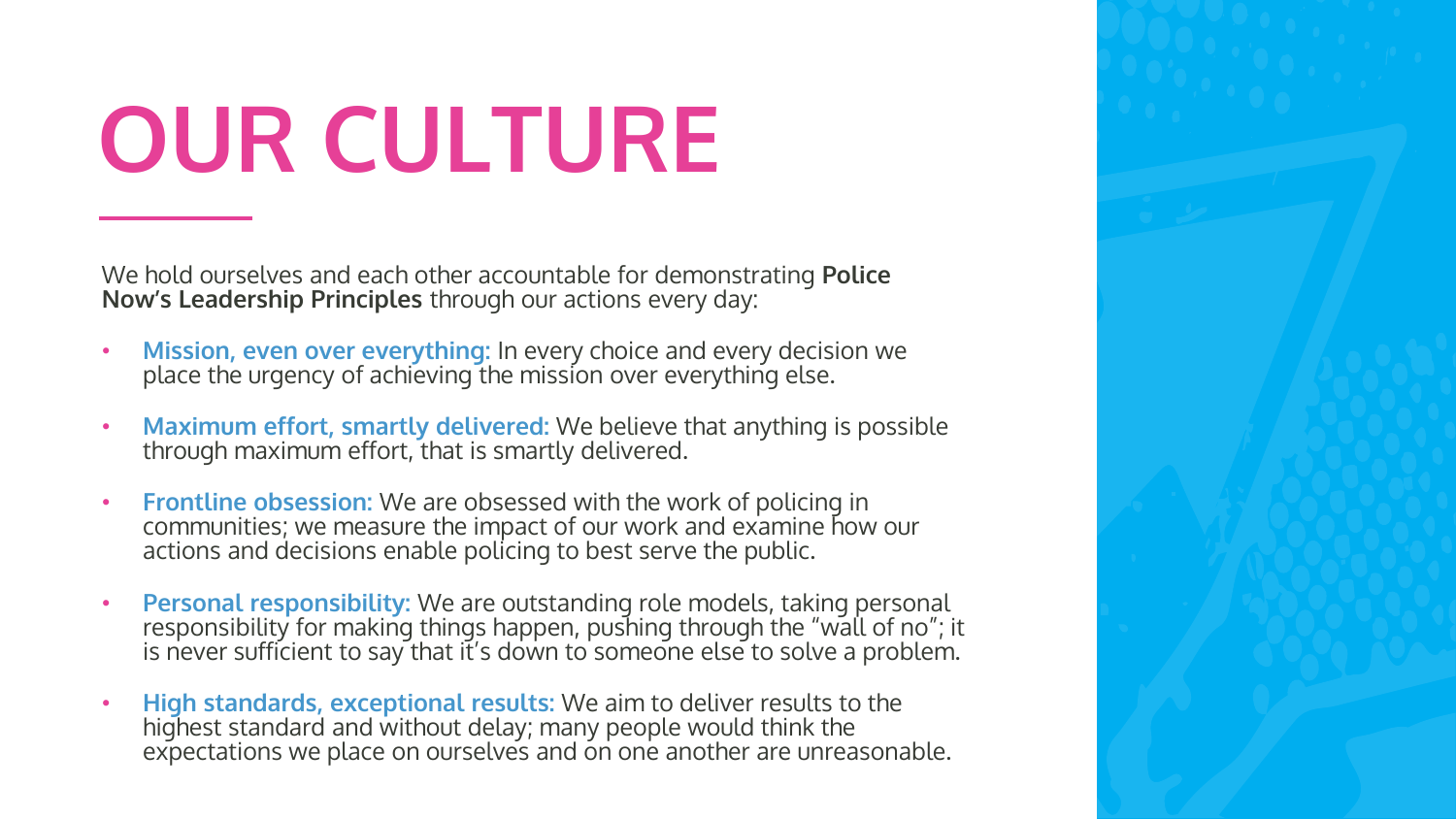# OUR CULTURE

We hold ourselves and each other accountable for demonstrating **Police Now's Leadership Principles** through our actions every day:

- **Mission, even over everything:** In every choice and every decision we place the urgency of achieving the mission over everything else.
- **Maximum effort, smartly delivered:** We believe that anything is possible through maximum effort, that is smartly delivered.
- **Frontline obsession:** We are obsessed with the work of policing in communities; we measure the impact of our work and examine how our actions and decisions enable policing to best serve the public.
- **Personal responsibility:** We are outstanding role models, taking personal responsibility for making things happen, pushing through the "wall of no"; it is never sufficient to say that it's down to someone else to solve a problem.
- **High standards, exceptional results:** We aim to deliver results to the highest standard and without delay; many people would think the expectations we place on ourselves and on one another are unreasonable.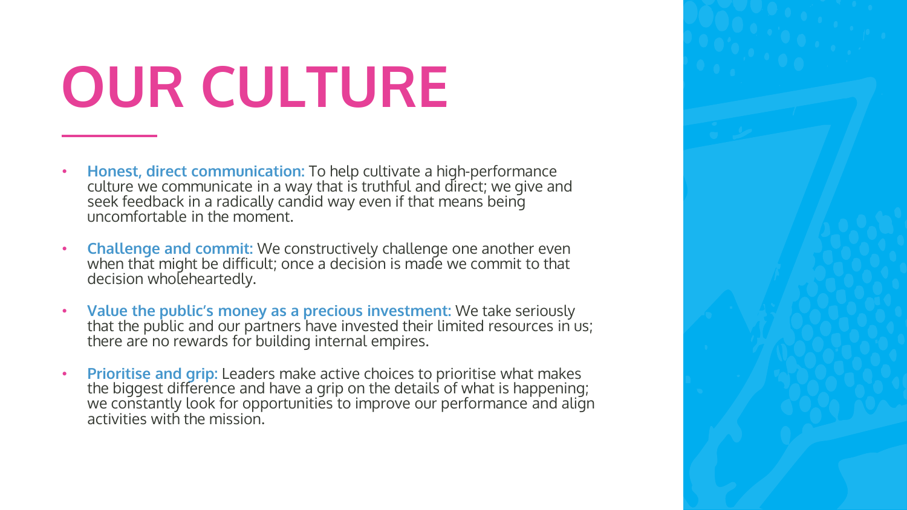# OUR CULTURE

- **Honest, direct communication:** To help cultivate a high-performance culture we communicate in a way that is truthful and direct; we give and seek feedback in a radically candid way even if that means being uncomfortable in the moment.
- **Challenge and commit:** We constructively challenge one another even when that might be difficult; once a decision is made we commit to that decision wholeheartedly.
- **Value the public's money as a precious investment:** We take seriously that the public and our partners have invested their limited resources in us; there are no rewards for building internal empires.
- **Prioritise and grip:** Leaders make active choices to prioritise what makes the biggest difference and have a grip on the details of what is happening; we constantly look for opportunities to improve our performance and align activities with the mission.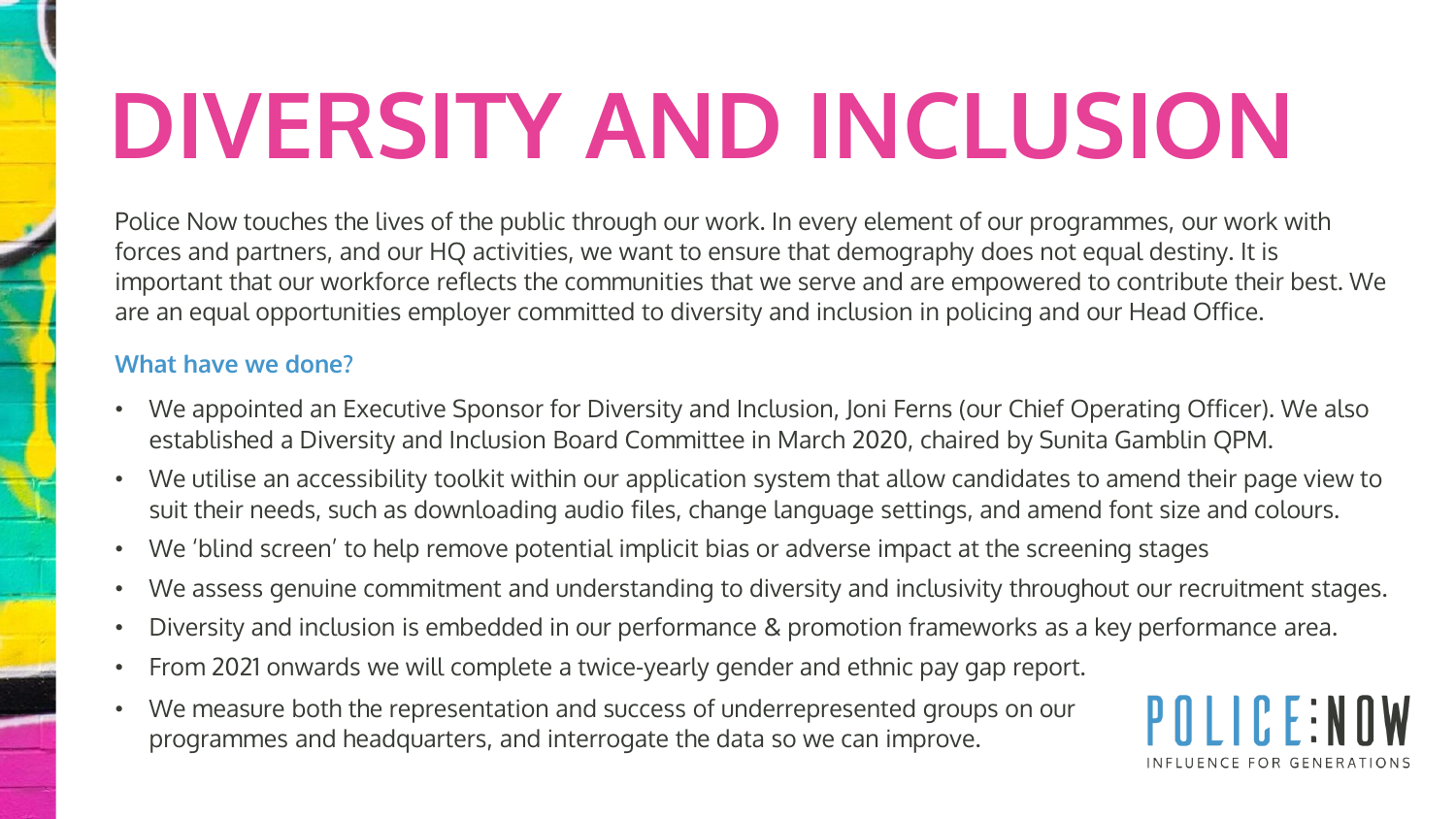# DIVERSITY AND INCLUSION

Police Now touches the lives of the public through our work. In every element of our programmes, our work with forces and partners, and our HQ activities, we want to ensure that demography does not equal destiny. It is important that our workforce reflects the communities that we serve and are empowered to contribute their best. We are an equal opportunities employer committed to diversity and inclusion in policing and our Head Office.

**What have we done?**

- We appointed an Executive Sponsor for Diversity and Inclusion, Joni Ferns (our Chief Operating Officer). We also established a Diversity and Inclusion Board Committee in March 2020, chaired by Sunita Gamblin QPM.
- We utilise an accessibility toolkit within our application system that allow candidates to amend their page view to suit their needs, such as downloading audio files, change language settings, and amend font size and colours.
- We 'blind screen' to help remove potential implicit bias or adverse impact at the screening stages
- We assess genuine commitment and understanding to diversity and inclusivity throughout our recruitment stages.
- Diversity and inclusion is embedded in our performance & promotion frameworks as a key performance area.
- From 2021 onwards we will complete a twice-yearly gender and ethnic pay gap report.
- We measure both the representation and success of underrepresented groups on our programmes and headquarters, and interrogate the data so we can improve.

POLICE:NOW

INFLUENCE FOR GENERATIONS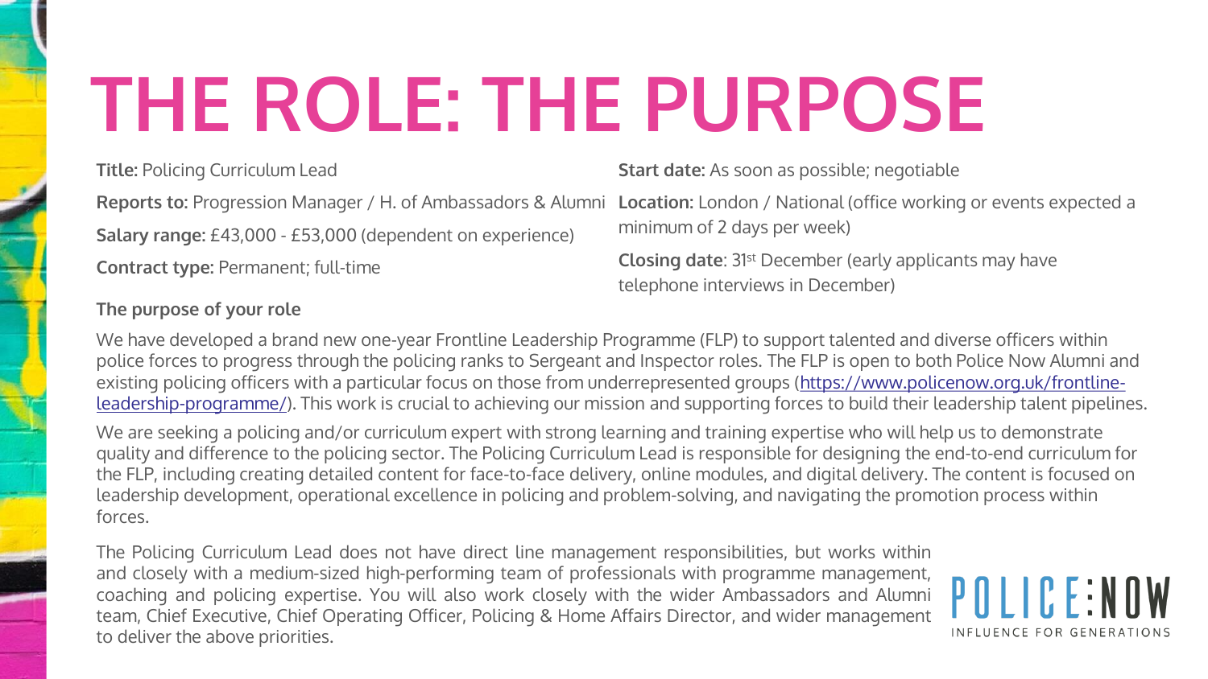# THE ROLE: THE PURPOSE

**Title:** Policing Curriculum Lead

**Reports to:** Progression Manager / H. of Ambassadors & Alumni

**Salary range:** £43,000 - £53,000 (dependent on experience)

**Contract type:** Permanent; full-time

**Start date:** As soon as possible; negotiable

**Location:** London / National (office working or events expected a minimum of 2 days per week)

**Closing date**: 31st December (early applicants may have telephone interviews in December)

**The purpose of your role**

We have developed a brand new one-year Frontline Leadership Programme (FLP) to support talented and diverse officers within police forces to progress through the policing ranks to Sergeant and Inspector roles. The FLP is open to both Police Now Alumni and existing policing officers with a particular focus on those from underrepresented groups (https://www.policenow.org.uk/frontline-leadership-programme/). This work is crucial to achieving our mission and supporting forces to build their leadership talent pipelines.

We are seeking a policing and/or curriculum expert with strong learning and training expertise who will help us to demonstrate quality and difference to the policing sector. The Policing Curriculum Lead is responsible for designing the end-to-end curriculum for the FLP, including creating detailed content for face-to-face delivery, online modules, and digital delivery. The content is focused on leadership development, operational excellence in policing and problem-solving, and navigating the promotion process within forces.

The Policing Curriculum Lead does not have direct line management responsibilities, but works within and closely with a medium-sized high-performing team of professionals with programme management, coaching and policing expertise. You will also work closely with the wider Ambassadors and Alumni team, Chief Executive, Chief Operating Officer, Policing & Home Affairs Director, and wider management to deliver the above priorities.

POLICE:NOW
INFLUENCE FOR GENERATIONS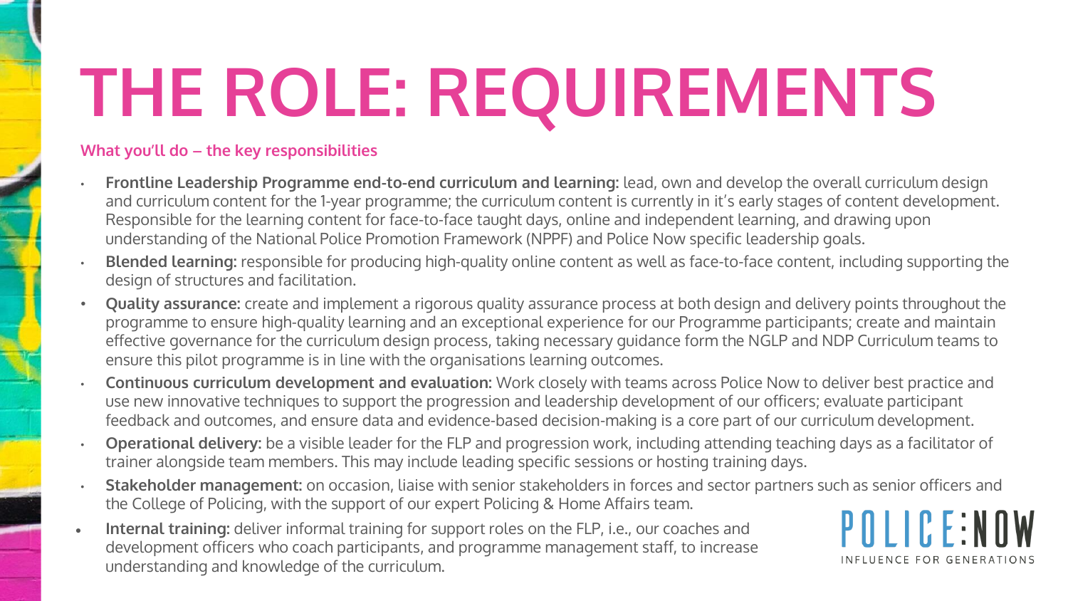# THE ROLE: REQUIREMENTS

**What you'll do – the key responsibilities**

- **Frontline Leadership Programme end-to-end curriculum and learning:** lead, own and develop the overall curriculum design and curriculum content for the 1-year programme; the curriculum content is currently in it's early stages of content development. Responsible for the learning content for face-to-face taught days, online and independent learning, and drawing upon understanding of the National Police Promotion Framework (NPPF) and Police Now specific leadership goals.
- **Blended learning:** responsible for producing high-quality online content as well as face-to-face content, including supporting the design of structures and facilitation.
- **Quality assurance:** create and implement a rigorous quality assurance process at both design and delivery points throughout the programme to ensure high-quality learning and an exceptional experience for our Programme participants; create and maintain effective governance for the curriculum design process, taking necessary guidance form the NGLP and NDP Curriculum teams to ensure this pilot programme is in line with the organisations learning outcomes.
- **Continuous curriculum development and evaluation:** Work closely with teams across Police Now to deliver best practice and use new innovative techniques to support the progression and leadership development of our officers; evaluate participant feedback and outcomes, and ensure data and evidence-based decision-making is a core part of our curriculum development.
- **Operational delivery:** be a visible leader for the FLP and progression work, including attending teaching days as a facilitator of trainer alongside team members. This may include leading specific sessions or hosting training days.
- **Stakeholder management:** on occasion, liaise with senior stakeholders in forces and sector partners such as senior officers and the College of Policing, with the support of our expert Policing & Home Affairs team.
- **Internal training:** deliver informal training for support roles on the FLP, i.e., our coaches and development officers who coach participants, and programme management staff, to increase understanding and knowledge of the curriculum.

POLICE:NOW
INFLUENCE FOR GENERATIONS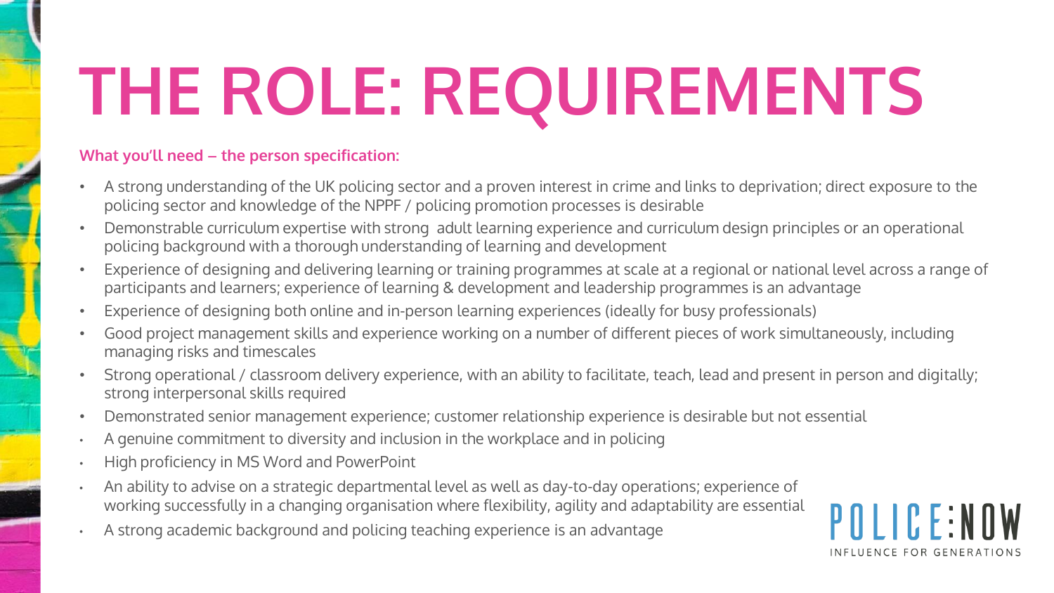# THE ROLE: REQUIREMENTS

**What you'll need – the person specification:**

- A strong understanding of the UK policing sector and a proven interest in crime and links to deprivation; direct exposure to the policing sector and knowledge of the NPPF / policing promotion processes is desirable
- Demonstrable curriculum expertise with strong adult learning experience and curriculum design principles or an operational policing background with a thorough understanding of learning and development
- Experience of designing and delivering learning or training programmes at scale at a regional or national level across a range of participants and learners; experience of learning & development and leadership programmes is an advantage
- Experience of designing both online and in-person learning experiences (ideally for busy professionals)
- Good project management skills and experience working on a number of different pieces of work simultaneously, including managing risks and timescales
- Strong operational / classroom delivery experience, with an ability to facilitate, teach, lead and present in person and digitally; strong interpersonal skills required
- Demonstrated senior management experience; customer relationship experience is desirable but not essential
- A genuine commitment to diversity and inclusion in the workplace and in policing
- High proficiency in MS Word and PowerPoint
- An ability to advise on a strategic departmental level as well as day-to-day operations; experience of working successfully in a changing organisation where flexibility, agility and adaptability are essential
- A strong academic background and policing teaching experience is an advantage

POLICE:NOW
INFLUENCE FOR GENERATIONS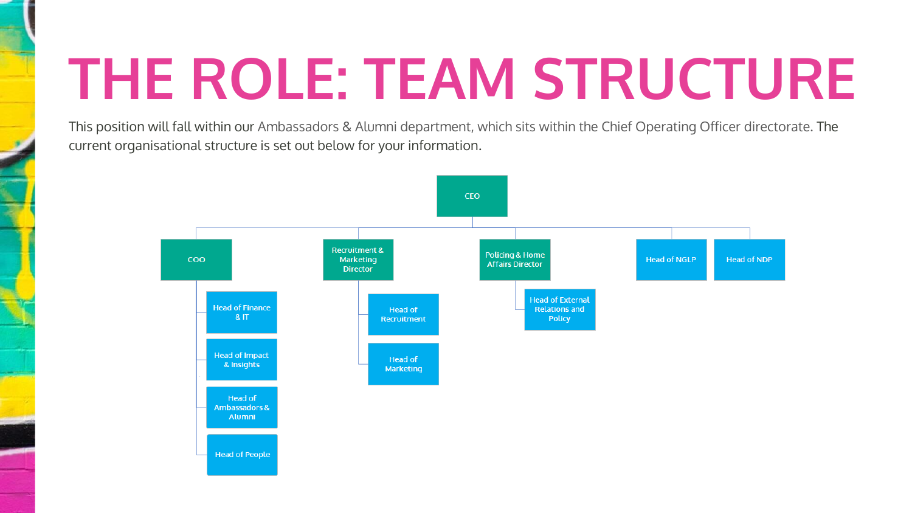# THE ROLE: TEAM STRUCTURE

This position will fall within our Ambassadors & Alumni department, which sits within the Chief Operating Officer directorate. The current organisational structure is set out below for your information.

- CEO
  - COO
    - Head of Finance & IT
    - Head of Impact & Insights
    - Head of Ambassadors & Alumni
    - Head of People
  - Recruitment & Marketing Director
    - Head of Recruitment
    - Head of Marketing
  - Policing & Home Affairs Director
    - Head of External Relations and Policy
  - Head of NGLP
  - Head of NDP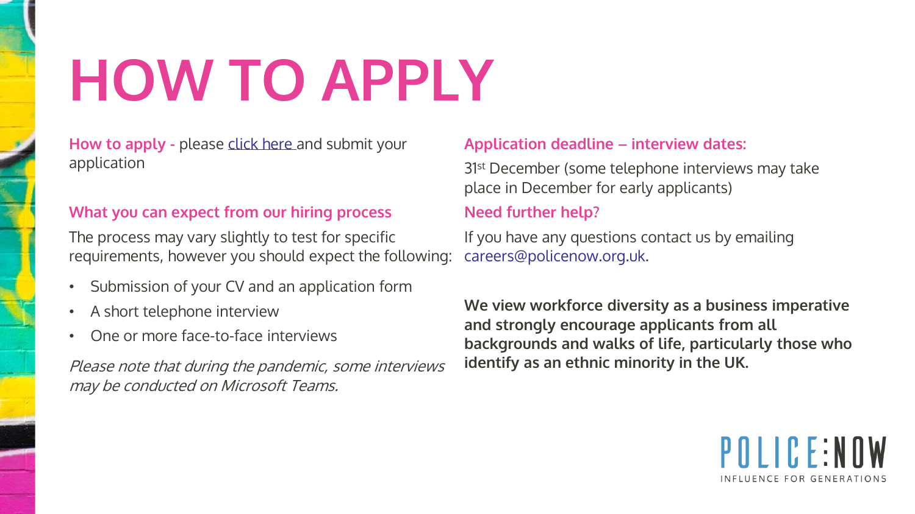# HOW TO APPLY

**How to apply -** please click here and submit your application

**What you can expect from our hiring process**

The process may vary slightly to test for specific requirements, however you should expect the following:

- Submission of your CV and an application form
- A short telephone interview
- One or more face-to-face interviews

*Please note that during the pandemic, some interviews may be conducted on Microsoft Teams.*

**Application deadline – interview dates:**

31st December (some telephone interviews may take place in December for early applicants)

**Need further help?**

If you have any questions contact us by emailing careers@policenow.org.uk.

**We view workforce diversity as a business imperative and strongly encourage applicants from all backgrounds and walks of life, particularly those who identify as an ethnic minority in the UK.**

POLICE:NOW

INFLUENCE FOR GENERATIONS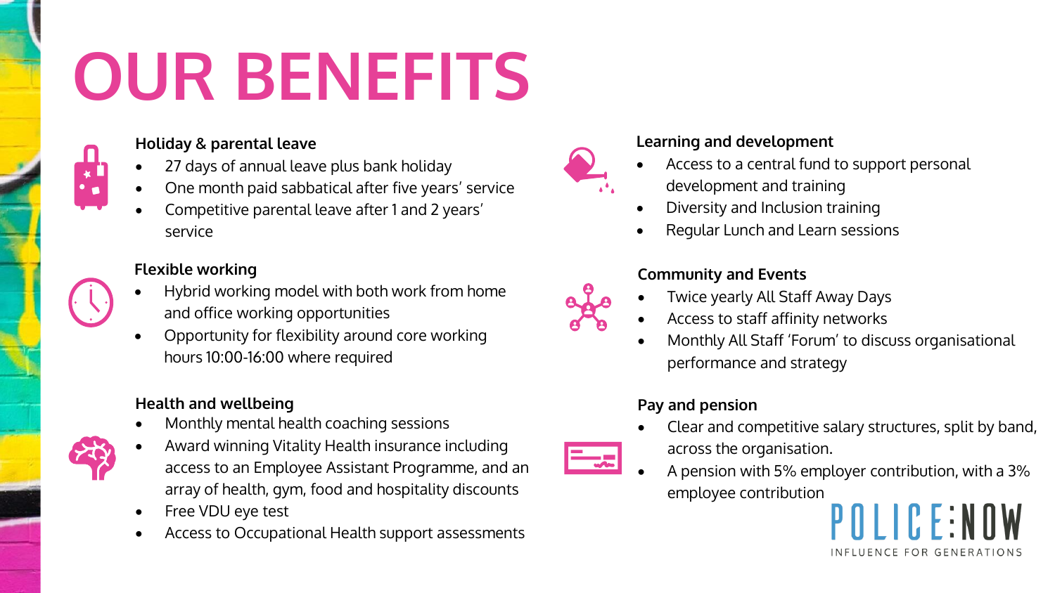# OUR BENEFITS

### Holiday & parental leave

- 27 days of annual leave plus bank holiday
- One month paid sabbatical after five years' service
- Competitive parental leave after 1 and 2 years' service

### Flexible working

- Hybrid working model with both work from home and office working opportunities
- Opportunity for flexibility around core working hours 10:00-16:00 where required

### Health and wellbeing

- Monthly mental health coaching sessions
- Award winning Vitality Health insurance including access to an Employee Assistant Programme, and an array of health, gym, food and hospitality discounts
- Free VDU eye test
- Access to Occupational Health support assessments

### Learning and development

- Access to a central fund to support personal development and training
- Diversity and Inclusion training
- Regular Lunch and Learn sessions

### Community and Events

- Twice yearly All Staff Away Days
- Access to staff affinity networks
- Monthly All Staff 'Forum' to discuss organisational performance and strategy

### Pay and pension

- Clear and competitive salary structures, split by band, across the organisation.
- A pension with 5% employer contribution, with a 3% employee contribution

POLICE:NOW
INFLUENCE FOR GENERATIONS